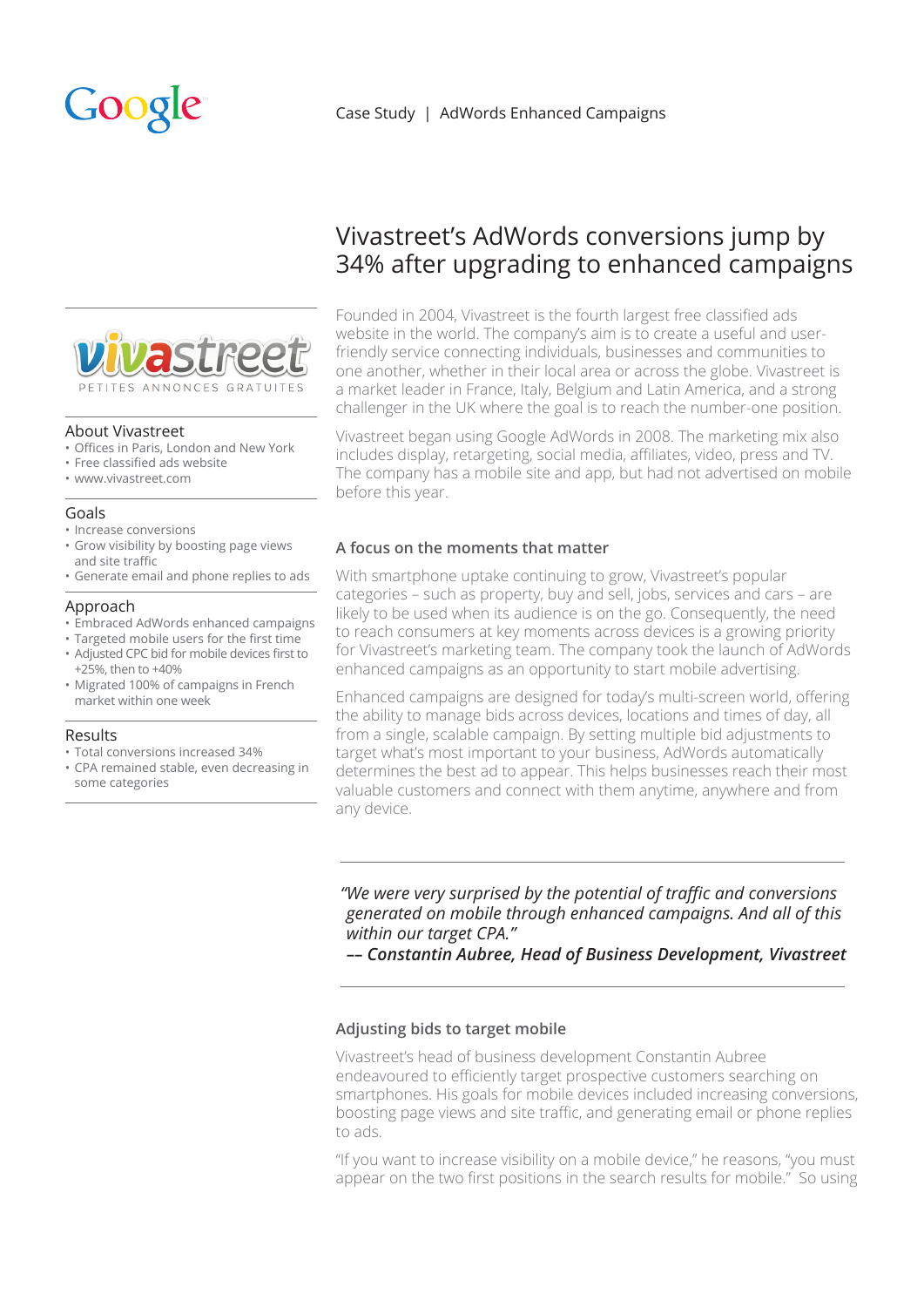Case Study | AdWords Enhanced Campaigns

# Vivastreet's AdWords conversions jump by 34% after upgrading to enhanced campaigns

vivastreet

PETITES ANNONCES GRATUITES

### About Vivastreet

- Offices in Paris, London and New York
- Free classified ads website
- www.vivastreet.com

### Goals

- Increase conversions
- Grow visibility by boosting page views and site traffic
- Generate email and phone replies to ads

### Approach

- Embraced AdWords enhanced campaigns
- Targeted mobile users for the first time
- Adjusted CPC bid for mobile devices first to +25%, then to +40%
- Migrated 100% of campaigns in French market within one week

### Results

- Total conversions increased 34%
- CPA remained stable, even decreasing in some categories

Founded in 2004, Vivastreet is the fourth largest free classified ads website in the world. The company's aim is to create a useful and user-friendly service connecting individuals, businesses and communities to one another, whether in their local area or across the globe. Vivastreet is a market leader in France, Italy, Belgium and Latin America, and a strong challenger in the UK where the goal is to reach the number-one position.

Vivastreet began using Google AdWords in 2008. The marketing mix also includes display, retargeting, social media, affiliates, video, press and TV. The company has a mobile site and app, but had not advertised on mobile before this year.

### A focus on the moments that matter

With smartphone uptake continuing to grow, Vivastreet's popular categories – such as property, buy and sell, jobs, services and cars – are likely to be used when its audience is on the go. Consequently, the need to reach consumers at key moments across devices is a growing priority for Vivastreet's marketing team. The company took the launch of AdWords enhanced campaigns as an opportunity to start mobile advertising.

Enhanced campaigns are designed for today's multi-screen world, offering the ability to manage bids across devices, locations and times of day, all from a single, scalable campaign. By setting multiple bid adjustments to target what's most important to your business, AdWords automatically determines the best ad to appear. This helps businesses reach their most valuable customers and connect with them anytime, anywhere and from any device.

> *"We were very surprised by the potential of traffic and conversions generated on mobile through enhanced campaigns. And all of this within our target CPA."*
> ***–– Constantin Aubree, Head of Business Development, Vivastreet***

### Adjusting bids to target mobile

Vivastreet's head of business development Constantin Aubree endeavoured to efficiently target prospective customers searching on smartphones. His goals for mobile devices included increasing conversions, boosting page views and site traffic, and generating email or phone replies to ads.

"If you want to increase visibility on a mobile device," he reasons, "you must appear on the two first positions in the search results for mobile." So using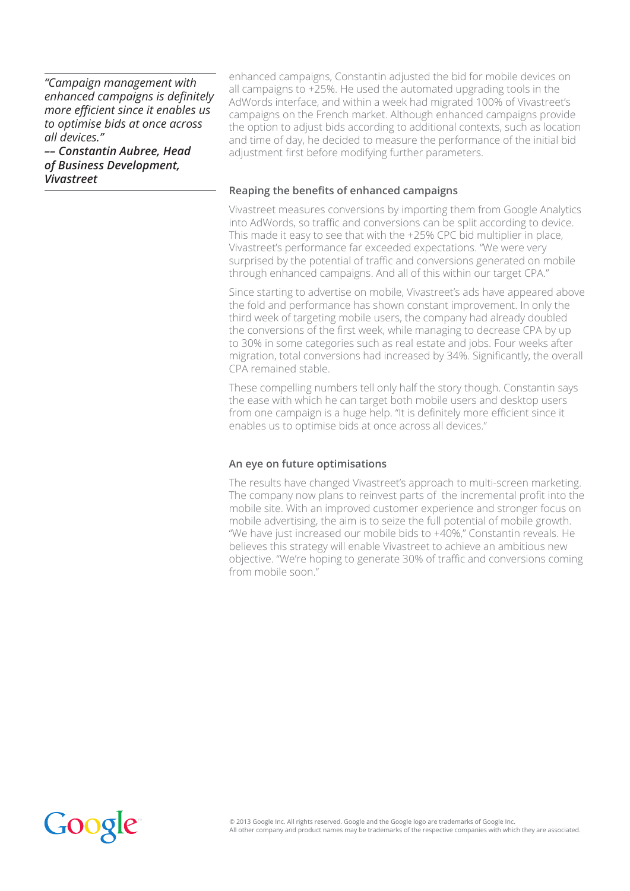*"Campaign management with enhanced campaigns is definitely more efficient since it enables us to optimise bids at once across all devices."*
***–– Constantin Aubree, Head of Business Development, Vivastreet***

enhanced campaigns, Constantin adjusted the bid for mobile devices on all campaigns to +25%. He used the automated upgrading tools in the AdWords interface, and within a week had migrated 100% of Vivastreet's campaigns on the French market. Although enhanced campaigns provide the option to adjust bids according to additional contexts, such as location and time of day, he decided to measure the performance of the initial bid adjustment first before modifying further parameters.

### Reaping the benefits of enhanced campaigns

Vivastreet measures conversions by importing them from Google Analytics into AdWords, so traffic and conversions can be split according to device. This made it easy to see that with the +25% CPC bid multiplier in place, Vivastreet's performance far exceeded expectations. "We were very surprised by the potential of traffic and conversions generated on mobile through enhanced campaigns. And all of this within our target CPA."

Since starting to advertise on mobile, Vivastreet's ads have appeared above the fold and performance has shown constant improvement. In only the third week of targeting mobile users, the company had already doubled the conversions of the first week, while managing to decrease CPA by up to 30% in some categories such as real estate and jobs. Four weeks after migration, total conversions had increased by 34%. Significantly, the overall CPA remained stable.

These compelling numbers tell only half the story though. Constantin says the ease with which he can target both mobile users and desktop users from one campaign is a huge help. "It is definitely more efficient since it enables us to optimise bids at once across all devices."

### An eye on future optimisations

The results have changed Vivastreet's approach to multi-screen marketing. The company now plans to reinvest parts of the incremental profit into the mobile site. With an improved customer experience and stronger focus on mobile advertising, the aim is to seize the full potential of mobile growth. "We have just increased our mobile bids to +40%," Constantin reveals. He believes this strategy will enable Vivastreet to achieve an ambitious new objective. "We're hoping to generate 30% of traffic and conversions coming from mobile soon."

Google

© 2013 Google Inc. All rights reserved. Google and the Google logo are trademarks of Google Inc.
All other company and product names may be trademarks of the respective companies with which they are associated.